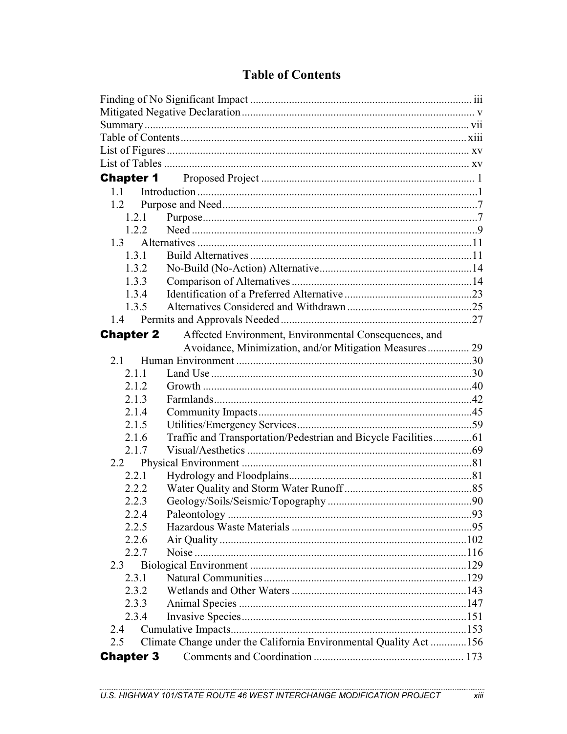# Table of Contents

Finding of No Significant Impact ............................................................................... iii
Mitigated Negative Declaration ................................................................................... v
Summary .................................................................................................................... vii
Table of Contents ....................................................................................................... xiii
List of Figures ............................................................................................................ xv
List of Tables ............................................................................................................. xv

**Chapter 1** Proposed Project ............................................................................ 1

- 1.1 Introduction ...................................................................................................1
- 1.2 Purpose and Need ..........................................................................................7
  - 1.2.1 Purpose ..................................................................................................7
  - 1.2.2 Need ......................................................................................................9
- 1.3 Alternatives ..................................................................................................11
  - 1.3.1 Build Alternatives ................................................................................11
  - 1.3.2 No-Build (No-Action) Alternative .......................................................14
  - 1.3.3 Comparison of Alternatives .................................................................14
  - 1.3.4 Identification of a Preferred Alternative ..............................................23
  - 1.3.5 Alternatives Considered and Withdrawn .............................................25
- 1.4 Permits and Approvals Needed ....................................................................27

**Chapter 2** Affected Environment, Environmental Consequences, and Avoidance, Minimization, and/or Mitigation Measures ............... 29

- 2.1 Human Environment ....................................................................................30
  - 2.1.1 Land Use .............................................................................................30
  - 2.1.2 Growth ................................................................................................40
  - 2.1.3 Farmlands ............................................................................................42
  - 2.1.4 Community Impacts ............................................................................45
  - 2.1.5 Utilities/Emergency Services ..............................................................59
  - 2.1.6 Traffic and Transportation/Pedestrian and Bicycle Facilities ..............61
  - 2.1.7 Visual/Aesthetics ................................................................................69
- 2.2 Physical Environment ..................................................................................81
  - 2.2.1 Hydrology and Floodplains .................................................................81
  - 2.2.2 Water Quality and Storm Water Runoff ..............................................85
  - 2.2.3 Geology/Soils/Seismic/Topography ...................................................90
  - 2.2.4 Paleontology .......................................................................................93
  - 2.2.5 Hazardous Waste Materials ................................................................95
  - 2.2.6 Air Quality ........................................................................................102
  - 2.2.7 Noise .................................................................................................116
- 2.3 Biological Environment .............................................................................129
  - 2.3.1 Natural Communities .........................................................................129
  - 2.3.2 Wetlands and Other Waters ...............................................................143
  - 2.3.3 Animal Species .................................................................................147
  - 2.3.4 Invasive Species ................................................................................151
- 2.4 Cumulative Impacts ....................................................................................153
- 2.5 Climate Change under the California Environmental Quality Act .............156

**Chapter 3** Comments and Coordination ...................................................... 173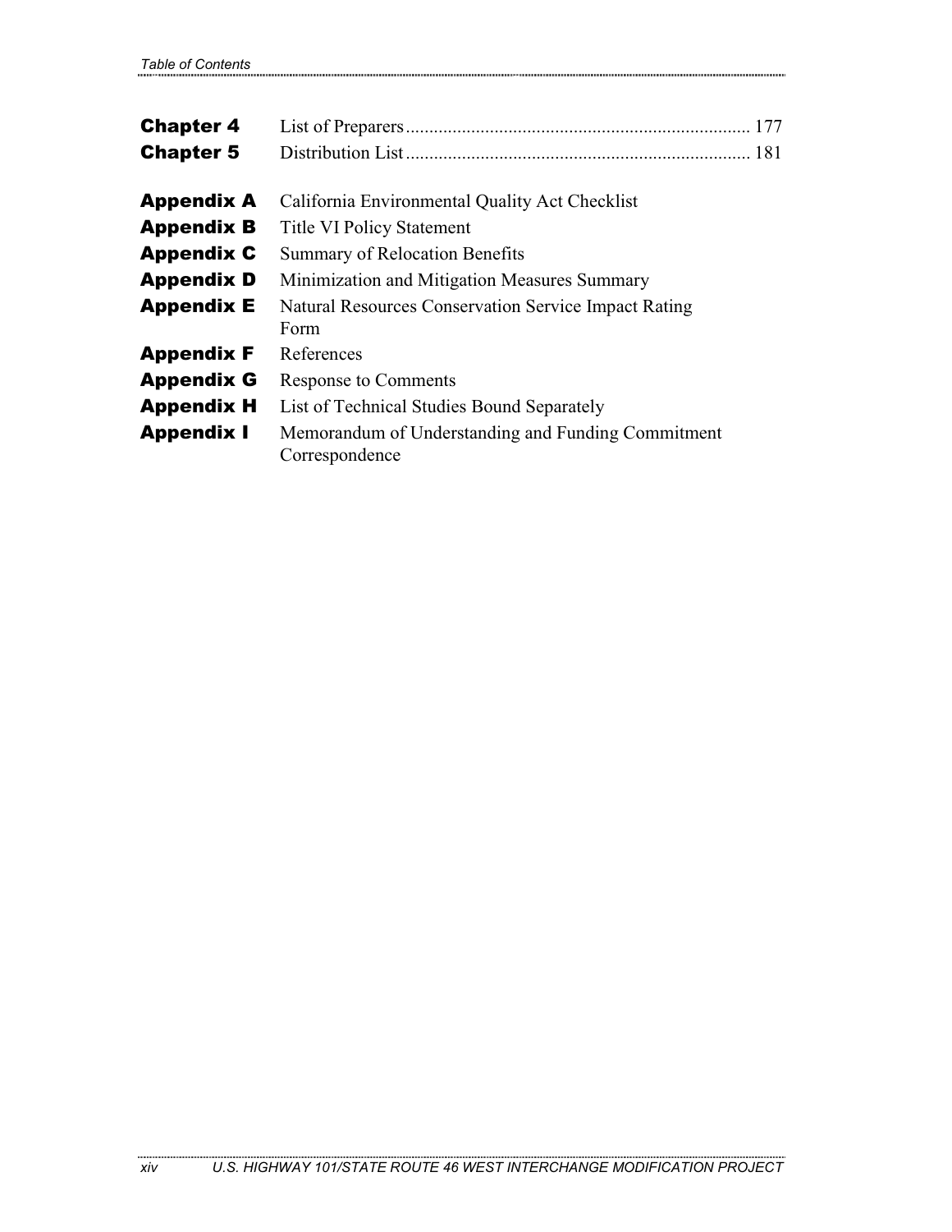| | | |
|---|---|---|
| **Chapter 4** | List of Preparers | 177 |
| **Chapter 5** | Distribution List | 181 |

| | |
|---|---|
| **Appendix A** | California Environmental Quality Act Checklist |
| **Appendix B** | Title VI Policy Statement |
| **Appendix C** | Summary of Relocation Benefits |
| **Appendix D** | Minimization and Mitigation Measures Summary |
| **Appendix E** | Natural Resources Conservation Service Impact Rating Form |
| **Appendix F** | References |
| **Appendix G** | Response to Comments |
| **Appendix H** | List of Technical Studies Bound Separately |
| **Appendix I** | Memorandum of Understanding and Funding Commitment Correspondence |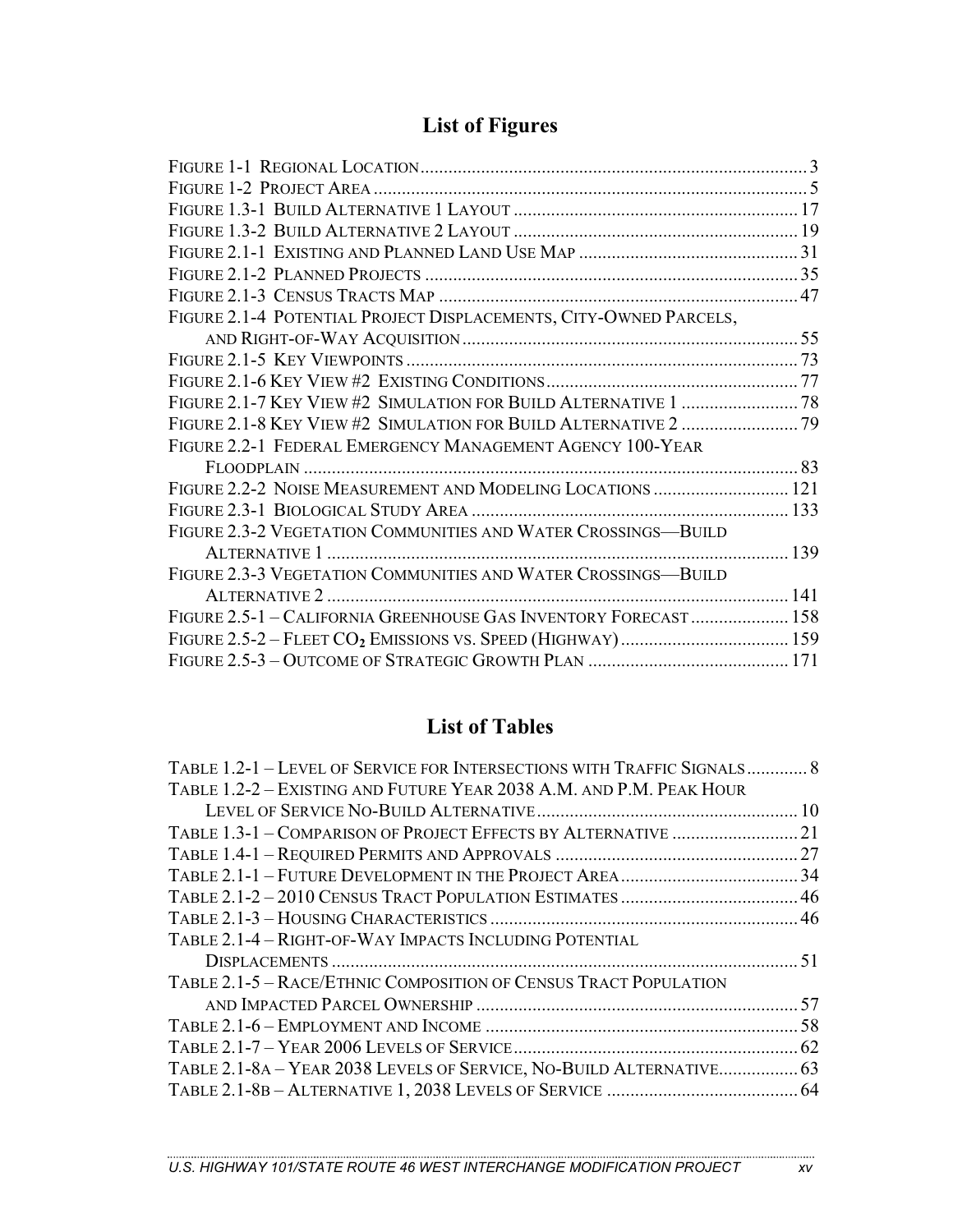## List of Figures

- FIGURE 1-1 REGIONAL LOCATION ... 3
- FIGURE 1-2 PROJECT AREA ... 5
- FIGURE 1.3-1 BUILD ALTERNATIVE 1 LAYOUT ... 17
- FIGURE 1.3-2 BUILD ALTERNATIVE 2 LAYOUT ... 19
- FIGURE 2.1-1 EXISTING AND PLANNED LAND USE MAP ... 31
- FIGURE 2.1-2 PLANNED PROJECTS ... 35
- FIGURE 2.1-3 CENSUS TRACTS MAP ... 47
- FIGURE 2.1-4 POTENTIAL PROJECT DISPLACEMENTS, CITY-OWNED PARCELS, AND RIGHT-OF-WAY ACQUISITION ... 55
- FIGURE 2.1-5 KEY VIEWPOINTS ... 73
- FIGURE 2.1-6 KEY VIEW #2 EXISTING CONDITIONS ... 77
- FIGURE 2.1-7 KEY VIEW #2 SIMULATION FOR BUILD ALTERNATIVE 1 ... 78
- FIGURE 2.1-8 KEY VIEW #2 SIMULATION FOR BUILD ALTERNATIVE 2 ... 79
- FIGURE 2.2-1 FEDERAL EMERGENCY MANAGEMENT AGENCY 100-YEAR FLOODPLAIN ... 83
- FIGURE 2.2-2 NOISE MEASUREMENT AND MODELING LOCATIONS ... 121
- FIGURE 2.3-1 BIOLOGICAL STUDY AREA ... 133
- FIGURE 2.3-2 VEGETATION COMMUNITIES AND WATER CROSSINGS—BUILD ALTERNATIVE 1 ... 139
- FIGURE 2.3-3 VEGETATION COMMUNITIES AND WATER CROSSINGS—BUILD ALTERNATIVE 2 ... 141
- FIGURE 2.5-1 – CALIFORNIA GREENHOUSE GAS INVENTORY FORECAST ... 158
- FIGURE 2.5-2 – FLEET $CO_2$ EMISSIONS VS. SPEED (HIGHWAY) ... 159
- FIGURE 2.5-3 – OUTCOME OF STRATEGIC GROWTH PLAN ... 171

## List of Tables

- TABLE 1.2-1 – LEVEL OF SERVICE FOR INTERSECTIONS WITH TRAFFIC SIGNALS ... 8
- TABLE 1.2-2 – EXISTING AND FUTURE YEAR 2038 A.M. AND P.M. PEAK HOUR LEVEL OF SERVICE NO-BUILD ALTERNATIVE ... 10
- TABLE 1.3-1 – COMPARISON OF PROJECT EFFECTS BY ALTERNATIVE ... 21
- TABLE 1.4-1 – REQUIRED PERMITS AND APPROVALS ... 27
- TABLE 2.1-1 – FUTURE DEVELOPMENT IN THE PROJECT AREA ... 34
- TABLE 2.1-2 – 2010 CENSUS TRACT POPULATION ESTIMATES ... 46
- TABLE 2.1-3 – HOUSING CHARACTERISTICS ... 46
- TABLE 2.1-4 – RIGHT-OF-WAY IMPACTS INCLUDING POTENTIAL DISPLACEMENTS ... 51
- TABLE 2.1-5 – RACE/ETHNIC COMPOSITION OF CENSUS TRACT POPULATION AND IMPACTED PARCEL OWNERSHIP ... 57
- TABLE 2.1-6 – EMPLOYMENT AND INCOME ... 58
- TABLE 2.1-7 – YEAR 2006 LEVELS OF SERVICE ... 62
- TABLE 2.1-8A – YEAR 2038 LEVELS OF SERVICE, NO-BUILD ALTERNATIVE ... 63
- TABLE 2.1-8B – ALTERNATIVE 1, 2038 LEVELS OF SERVICE ... 64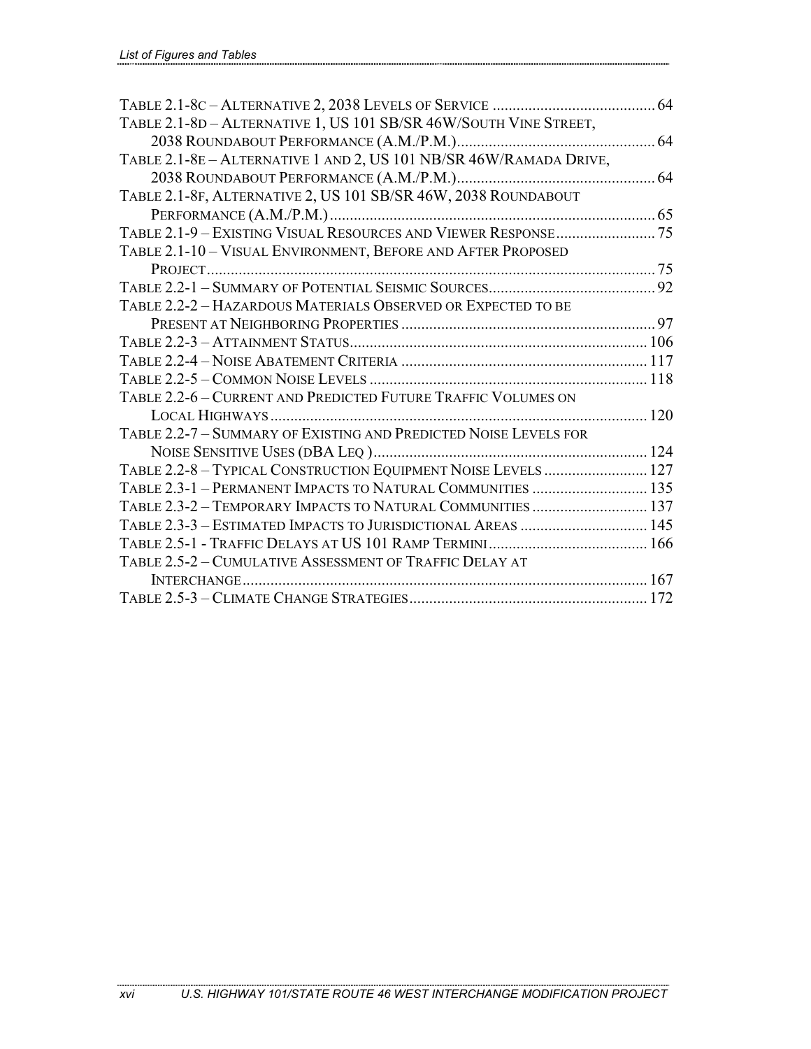Table 2.1-8c – Alternative 2, 2038 Levels of Service ......................................... 64
Table 2.1-8d – Alternative 1, US 101 SB/SR 46W/South Vine Street, 2038 Roundabout Performance (A.M./P.M.)................................................. 64
Table 2.1-8e – Alternative 1 and 2, US 101 NB/SR 46W/Ramada Drive, 2038 Roundabout Performance (A.M./P.M.)................................................. 64
Table 2.1-8f, Alternative 2, US 101 SB/SR 46W, 2038 Roundabout Performance (A.M./P.M.)................................................................................. 65
Table 2.1-9 – Existing Visual Resources and Viewer Response......................... 75
Table 2.1-10 – Visual Environment, Before and After Proposed Project............................................................................................................... 75
Table 2.2-1 – Summary of Potential Seismic Sources.......................................... 92
Table 2.2-2 – Hazardous Materials Observed or Expected to be Present at Neighboring Properties ............................................................... 97
Table 2.2-3 – Attainment Status........................................................................... 106
Table 2.2-4 – Noise Abatement Criteria .............................................................. 117
Table 2.2-5 – Common Noise Levels ................................................................... 118
Table 2.2-6 – Current and Predicted Future Traffic Volumes on Local Highways............................................................................................... 120
Table 2.2-7 – Summary of Existing and Predicted Noise Levels for Noise Sensitive Uses (dBA Leq )..................................................................... 124
Table 2.2-8 – Typical Construction Equipment Noise Levels .......................... 127
Table 2.3-1 – Permanent Impacts to Natural Communities ............................. 135
Table 2.3-2 – Temporary Impacts to Natural Communities ............................. 137
Table 2.3-3 – Estimated Impacts to Jurisdictional Areas ................................ 145
Table 2.5-1 - Traffic Delays at US 101 Ramp Termini........................................ 166
Table 2.5-2 – Cumulative Assessment of Traffic Delay at Interchange....................................................................................................... 167
Table 2.5-3 – Climate Change Strategies............................................................ 172